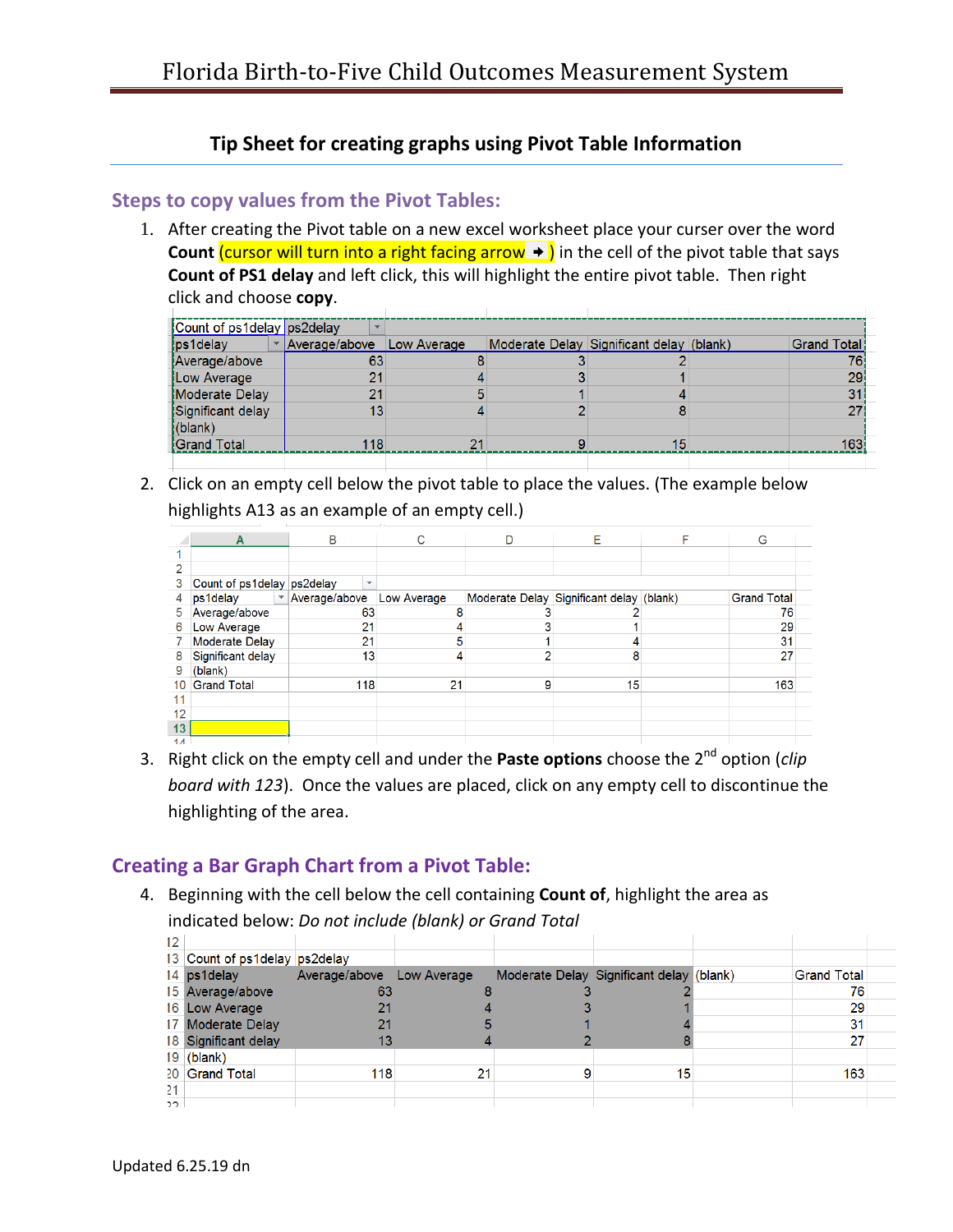# Florida Birth-to-Five Child Outcomes Measurement System

## Tip Sheet for creating graphs using Pivot Table Information

### Steps to copy values from the Pivot Tables:

1. After creating the Pivot table on a new excel worksheet place your curser over the word **Count** (cursor will turn into a right facing arrow ➜ ) in the cell of the pivot table that says **Count of PS1 delay** and left click, this will highlight the entire pivot table. Then right click and choose **copy**.

| Count of ps1delay | ps2delay | | | | | |
|---|---|---|---|---|---|---|
| ps1delay | Average/above | Low Average | Moderate Delay | Significant delay | (blank) | Grand Total |
| Average/above | 63 | 8 | 3 | 2 | | 76 |
| Low Average | 21 | 4 | 3 | 1 | | 29 |
| Moderate Delay | 21 | 5 | 1 | 4 | | 31 |
| Significant delay | 13 | 4 | 2 | 8 | | 27 |
| (blank) | | | | | | |
| Grand Total | 118 | 21 | 9 | 15 | | 163 |

2. Click on an empty cell below the pivot table to place the values. (The example below highlights A13 as an example of an empty cell.)

| | A | B | C | D | E | F | G |
|---|---|---|---|---|---|---|---|
| 1 | | | | | | | |
| 2 | | | | | | | |
| 3 | Count of ps1delay | ps2delay | | | | | |
| 4 | ps1delay | Average/above | Low Average | Moderate Delay | Significant delay | (blank) | Grand Total |
| 5 | Average/above | 63 | 8 | 3 | 2 | | 76 |
| 6 | Low Average | 21 | 4 | 3 | 1 | | 29 |
| 7 | Moderate Delay | 21 | 5 | 1 | 4 | | 31 |
| 8 | Significant delay | 13 | 4 | 2 | 8 | | 27 |
| 9 | (blank) | | | | | | |
| 10 | Grand Total | 118 | 21 | 9 | 15 | | 163 |
| 11 | | | | | | | |
| 12 | | | | | | | |
| 13 | | | | | | | |

3. Right click on the empty cell and under the **Paste options** choose the 2nd option (*clip board with 123*). Once the values are placed, click on any empty cell to discontinue the highlighting of the area.

### Creating a Bar Graph Chart from a Pivot Table:

4. Beginning with the cell below the cell containing **Count of**, highlight the area as indicated below: *Do not include (blank) or Grand Total*

| | | | | | | | |
|---|---|---|---|---|---|---|---|
| 12 | | | | | | | |
| 13 | Count of ps1delay | ps2delay | | | | | |
| 14 | ps1delay | Average/above | Low Average | Moderate Delay | Significant delay | (blank) | Grand Total |
| 15 | Average/above | 63 | 8 | 3 | 2 | | 76 |
| 16 | Low Average | 21 | 4 | 3 | 1 | | 29 |
| 17 | Moderate Delay | 21 | 5 | 1 | 4 | | 31 |
| 18 | Significant delay | 13 | 4 | 2 | 8 | | 27 |
| 19 | (blank) | | | | | | |
| 20 | Grand Total | 118 | 21 | 9 | 15 | | 163 |
| 21 | | | | | | | |

Updated 6.25.19 dn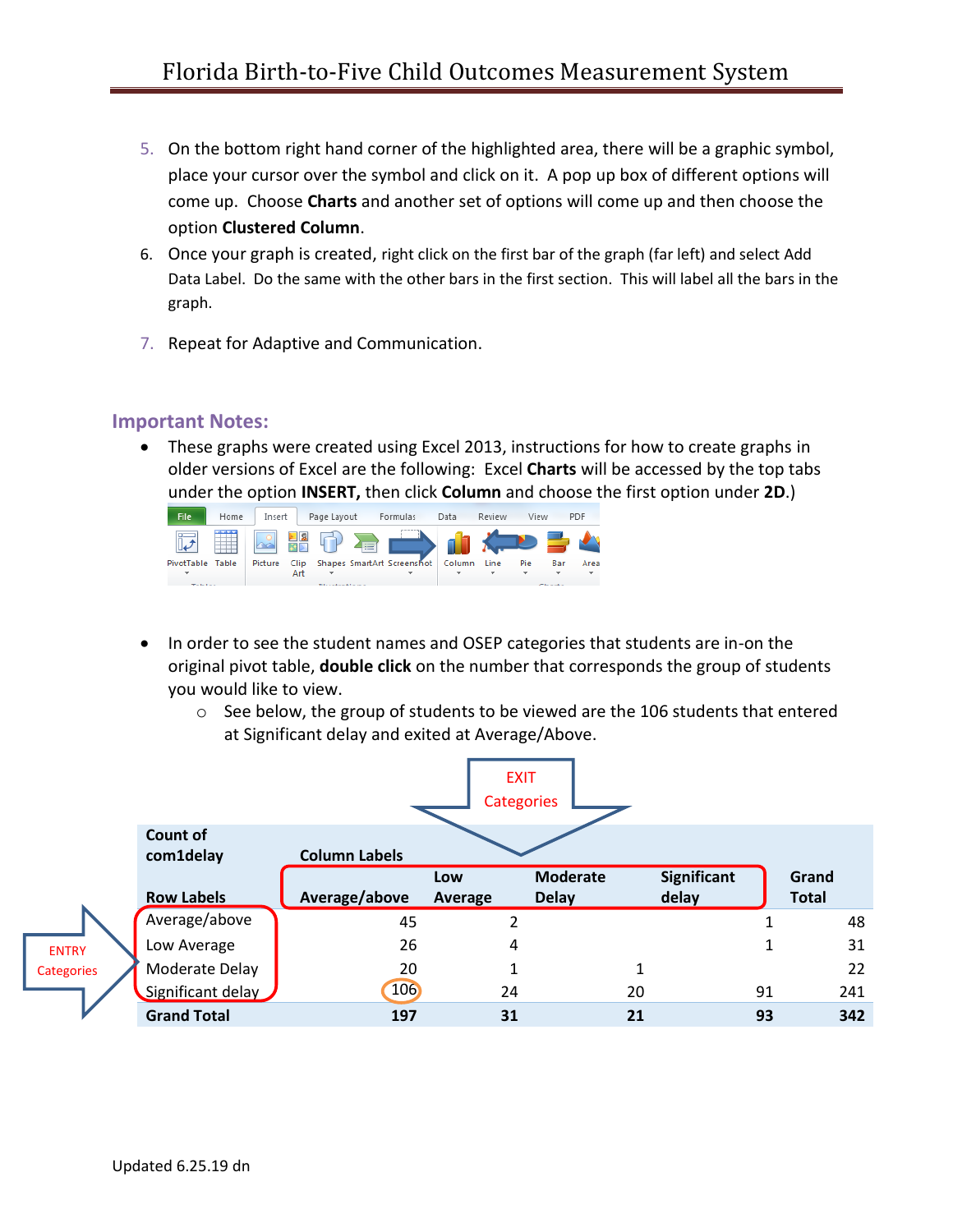5. On the bottom right hand corner of the highlighted area, there will be a graphic symbol, place your cursor over the symbol and click on it. A pop up box of different options will come up. Choose **Charts** and another set of options will come up and then choose the option **Clustered Column**.
6. Once your graph is created, right click on the first bar of the graph (far left) and select Add Data Label. Do the same with the other bars in the first section. This will label all the bars in the graph.
7. Repeat for Adaptive and Communication.

## Important Notes:

- These graphs were created using Excel 2013, instructions for how to create graphs in older versions of Excel are the following: Excel **Charts** will be accessed by the top tabs under the option **INSERT,** then click **Column** and choose the first option under **2D**.)

- In order to see the student names and OSEP categories that students are in-on the original pivot table, **double click** on the number that corresponds the group of students you would like to view.
  - See below, the group of students to be viewed are the 106 students that entered at Significant delay and exited at Average/Above.

EXIT Categories

ENTRY Categories

| Count of com1delay | Column Labels | | | | |
|---|---|---|---|---|---|
| Row Labels | Average/above | Low Average | Moderate Delay | Significant delay | Grand Total |
| Average/above | 45 | 2 | | 1 | 48 |
| Low Average | 26 | 4 | | 1 | 31 |
| Moderate Delay | 20 | 1 | 1 | | 22 |
| Significant delay | 106 | 24 | 20 | 91 | 241 |
| **Grand Total** | **197** | **31** | **21** | **93** | **342** |